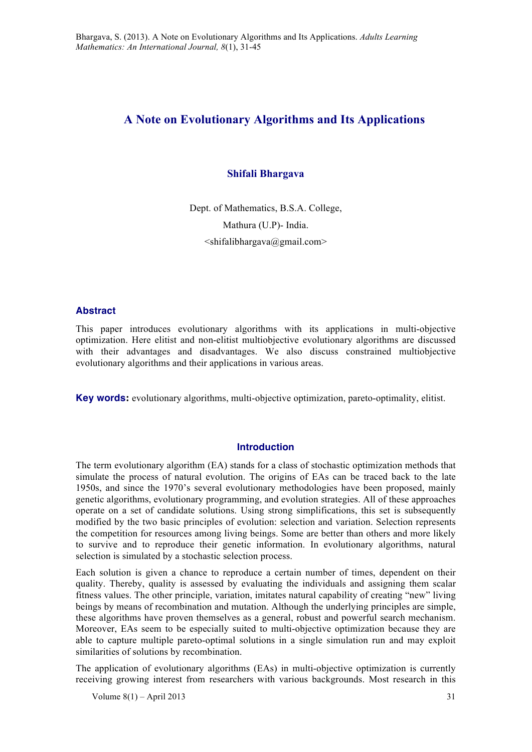Bhargava, S. (2013). A Note on Evolutionary Algorithms and Its Applications. *Adults Learning Mathematics: An International Journal, 8*(1), 31-45

# A Note on Evolutionary Algorithms and Its Applications

**Shifali Bhargava**

Dept. of Mathematics, B.S.A. College,

Mathura (U.P)- India.

<shifalibhargava@gmail.com>

## Abstract

This paper introduces evolutionary algorithms with its applications in multi-objective optimization. Here elitist and non-elitist multiobjective evolutionary algorithms are discussed with their advantages and disadvantages. We also discuss constrained multiobjective evolutionary algorithms and their applications in various areas.

**Key words:** evolutionary algorithms, multi-objective optimization, pareto-optimality, elitist.

## Introduction

The term evolutionary algorithm (EA) stands for a class of stochastic optimization methods that simulate the process of natural evolution. The origins of EAs can be traced back to the late 1950s, and since the 1970's several evolutionary methodologies have been proposed, mainly genetic algorithms, evolutionary programming, and evolution strategies. All of these approaches operate on a set of candidate solutions. Using strong simplifications, this set is subsequently modified by the two basic principles of evolution: selection and variation. Selection represents the competition for resources among living beings. Some are better than others and more likely to survive and to reproduce their genetic information. In evolutionary algorithms, natural selection is simulated by a stochastic selection process.

Each solution is given a chance to reproduce a certain number of times, dependent on their quality. Thereby, quality is assessed by evaluating the individuals and assigning them scalar fitness values. The other principle, variation, imitates natural capability of creating "new" living beings by means of recombination and mutation. Although the underlying principles are simple, these algorithms have proven themselves as a general, robust and powerful search mechanism. Moreover, EAs seem to be especially suited to multi-objective optimization because they are able to capture multiple pareto-optimal solutions in a single simulation run and may exploit similarities of solutions by recombination.

The application of evolutionary algorithms (EAs) in multi-objective optimization is currently receiving growing interest from researchers with various backgrounds. Most research in this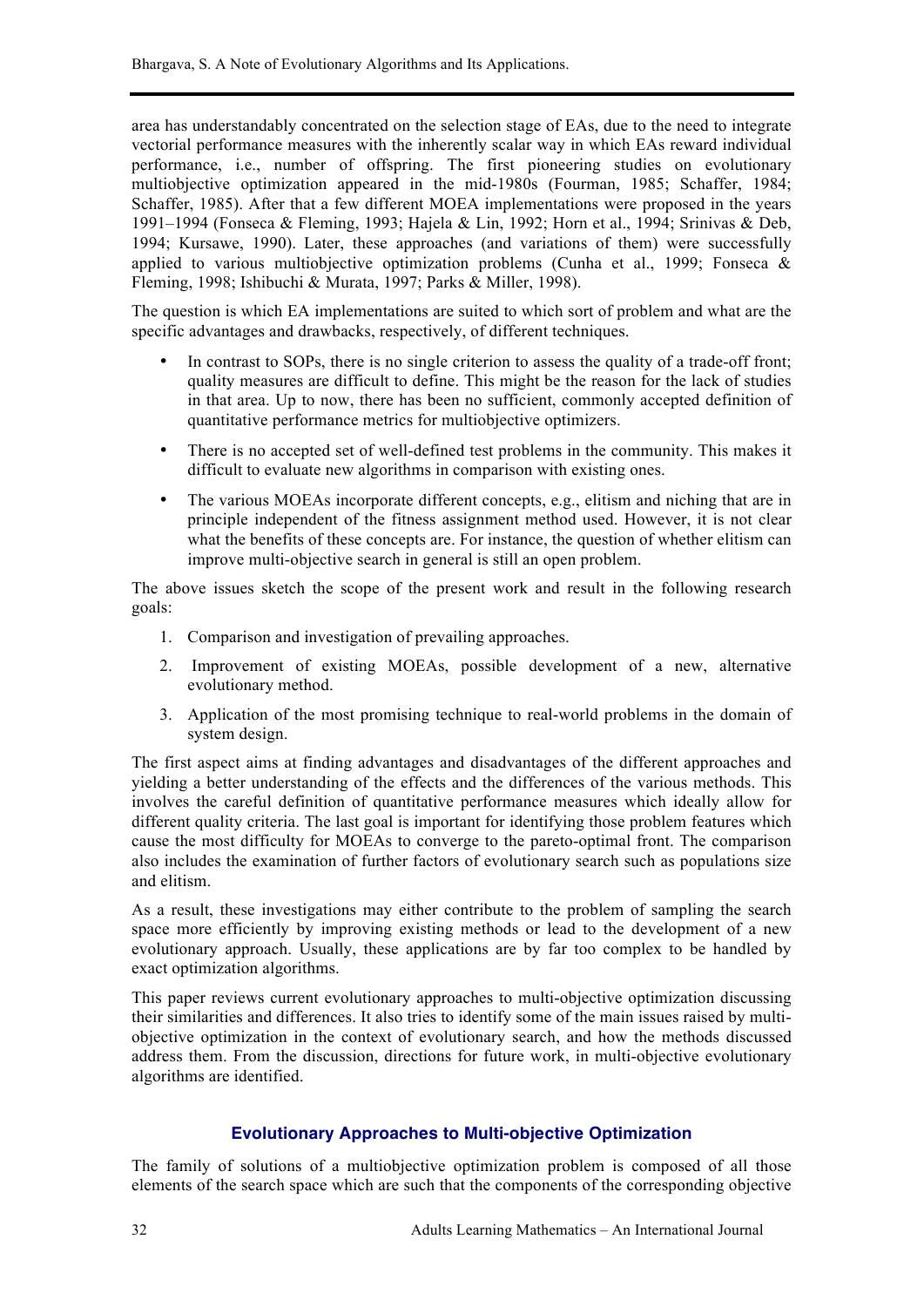area has understandably concentrated on the selection stage of EAs, due to the need to integrate vectorial performance measures with the inherently scalar way in which EAs reward individual performance, i.e., number of offspring. The first pioneering studies on evolutionary multiobjective optimization appeared in the mid-1980s (Fourman, 1985; Schaffer, 1984; Schaffer, 1985). After that a few different MOEA implementations were proposed in the years 1991–1994 (Fonseca & Fleming, 1993; Hajela & Lin, 1992; Horn et al., 1994; Srinivas & Deb, 1994; Kursawe, 1990). Later, these approaches (and variations of them) were successfully applied to various multiobjective optimization problems (Cunha et al., 1999; Fonseca & Fleming, 1998; Ishibuchi & Murata, 1997; Parks & Miller, 1998).

The question is which EA implementations are suited to which sort of problem and what are the specific advantages and drawbacks, respectively, of different techniques.

- In contrast to SOPs, there is no single criterion to assess the quality of a trade-off front; quality measures are difficult to define. This might be the reason for the lack of studies in that area. Up to now, there has been no sufficient, commonly accepted definition of quantitative performance metrics for multiobjective optimizers.
- There is no accepted set of well-defined test problems in the community. This makes it difficult to evaluate new algorithms in comparison with existing ones.
- The various MOEAs incorporate different concepts, e.g., elitism and niching that are in principle independent of the fitness assignment method used. However, it is not clear what the benefits of these concepts are. For instance, the question of whether elitism can improve multi-objective search in general is still an open problem.

The above issues sketch the scope of the present work and result in the following research goals:

1. Comparison and investigation of prevailing approaches.
2. Improvement of existing MOEAs, possible development of a new, alternative evolutionary method.
3. Application of the most promising technique to real-world problems in the domain of system design.

The first aspect aims at finding advantages and disadvantages of the different approaches and yielding a better understanding of the effects and the differences of the various methods. This involves the careful definition of quantitative performance measures which ideally allow for different quality criteria. The last goal is important for identifying those problem features which cause the most difficulty for MOEAs to converge to the pareto-optimal front. The comparison also includes the examination of further factors of evolutionary search such as populations size and elitism.

As a result, these investigations may either contribute to the problem of sampling the search space more efficiently by improving existing methods or lead to the development of a new evolutionary approach. Usually, these applications are by far too complex to be handled by exact optimization algorithms.

This paper reviews current evolutionary approaches to multi-objective optimization discussing their similarities and differences. It also tries to identify some of the main issues raised by multi-objective optimization in the context of evolutionary search, and how the methods discussed address them. From the discussion, directions for future work, in multi-objective evolutionary algorithms are identified.

## Evolutionary Approaches to Multi-objective Optimization

The family of solutions of a multiobjective optimization problem is composed of all those elements of the search space which are such that the components of the corresponding objective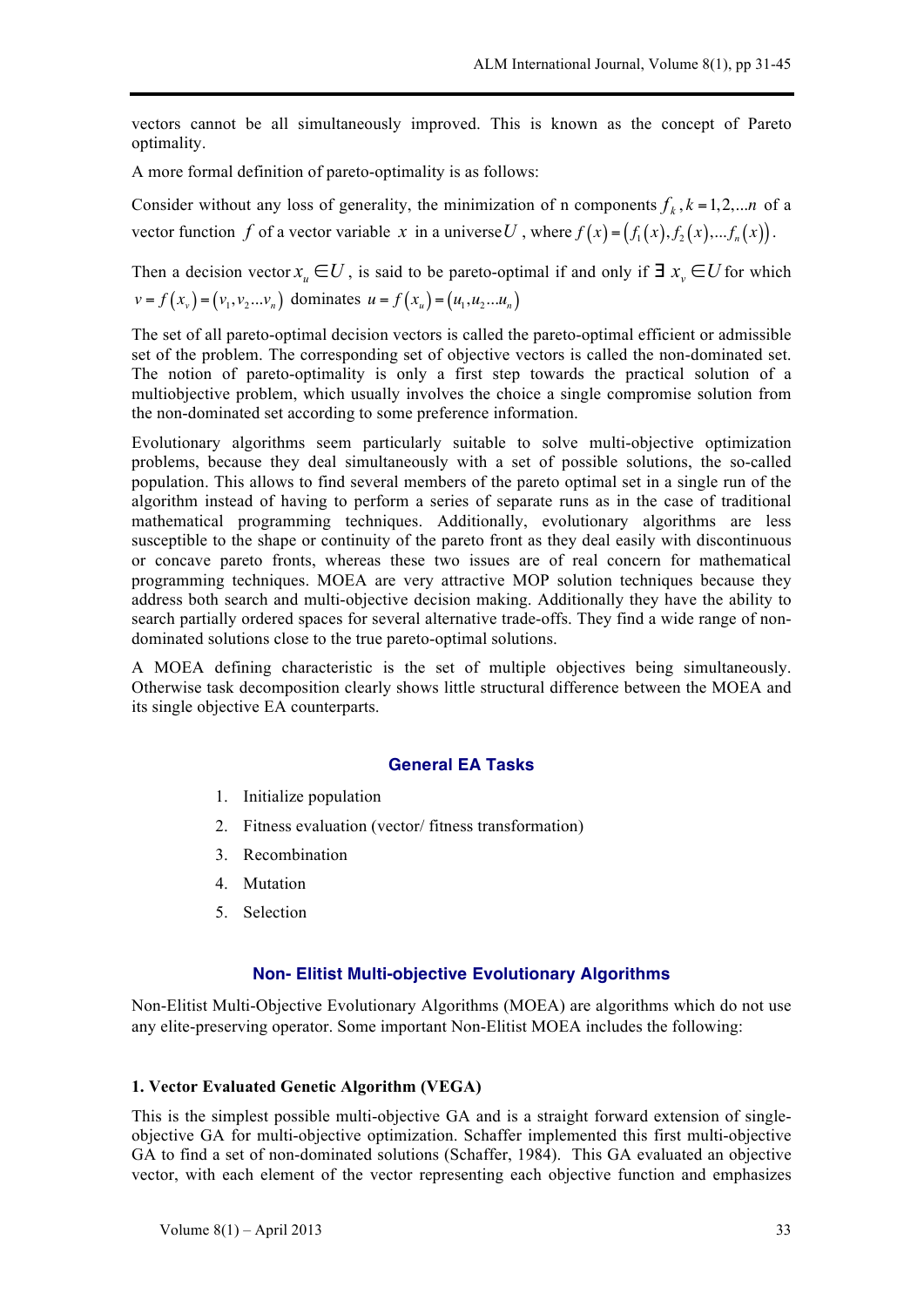vectors cannot be all simultaneously improved. This is known as the concept of Pareto optimality.

A more formal definition of pareto-optimality is as follows:

Consider without any loss of generality, the minimization of n components $f_k, k = 1, 2, ...n$ of a vector function $f$ of a vector variable $x$ in a universe $U$, where $f(x) = (f_1(x), f_2(x), ...f_n(x))$.

Then a decision vector $x_u \in U$, is said to be pareto-optimal if and only if $\exists\ x_v \in U$ for which $v = f(x_v) = (v_1, v_2 ... v_n)$ dominates $u = f(x_u) = (u_1, u_2 ... u_n)$

The set of all pareto-optimal decision vectors is called the pareto-optimal efficient or admissible set of the problem. The corresponding set of objective vectors is called the non-dominated set. The notion of pareto-optimality is only a first step towards the practical solution of a multiobjective problem, which usually involves the choice a single compromise solution from the non-dominated set according to some preference information.

Evolutionary algorithms seem particularly suitable to solve multi-objective optimization problems, because they deal simultaneously with a set of possible solutions, the so-called population. This allows to find several members of the pareto optimal set in a single run of the algorithm instead of having to perform a series of separate runs as in the case of traditional mathematical programming techniques. Additionally, evolutionary algorithms are less susceptible to the shape or continuity of the pareto front as they deal easily with discontinuous or concave pareto fronts, whereas these two issues are of real concern for mathematical programming techniques. MOEA are very attractive MOP solution techniques because they address both search and multi-objective decision making. Additionally they have the ability to search partially ordered spaces for several alternative trade-offs. They find a wide range of non-dominated solutions close to the true pareto-optimal solutions.

A MOEA defining characteristic is the set of multiple objectives being simultaneously. Otherwise task decomposition clearly shows little structural difference between the MOEA and its single objective EA counterparts.

## General EA Tasks

1. Initialize population
2. Fitness evaluation (vector/ fitness transformation)
3. Recombination
4. Mutation
5. Selection

## Non- Elitist Multi-objective Evolutionary Algorithms

Non-Elitist Multi-Objective Evolutionary Algorithms (MOEA) are algorithms which do not use any elite-preserving operator. Some important Non-Elitist MOEA includes the following:

### 1. Vector Evaluated Genetic Algorithm (VEGA)

This is the simplest possible multi-objective GA and is a straight forward extension of single-objective GA for multi-objective optimization. Schaffer implemented this first multi-objective GA to find a set of non-dominated solutions (Schaffer, 1984). This GA evaluated an objective vector, with each element of the vector representing each objective function and emphasizes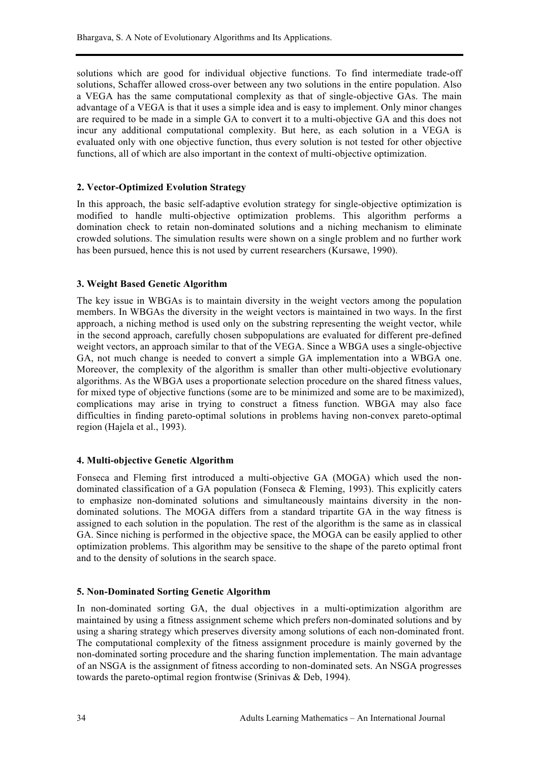solutions which are good for individual objective functions. To find intermediate trade-off solutions, Schaffer allowed cross-over between any two solutions in the entire population. Also a VEGA has the same computational complexity as that of single-objective GAs. The main advantage of a VEGA is that it uses a simple idea and is easy to implement. Only minor changes are required to be made in a simple GA to convert it to a multi-objective GA and this does not incur any additional computational complexity. But here, as each solution in a VEGA is evaluated only with one objective function, thus every solution is not tested for other objective functions, all of which are also important in the context of multi-objective optimization.

### 2. Vector-Optimized Evolution Strategy

In this approach, the basic self-adaptive evolution strategy for single-objective optimization is modified to handle multi-objective optimization problems. This algorithm performs a domination check to retain non-dominated solutions and a niching mechanism to eliminate crowded solutions. The simulation results were shown on a single problem and no further work has been pursued, hence this is not used by current researchers (Kursawe, 1990).

### 3. Weight Based Genetic Algorithm

The key issue in WBGAs is to maintain diversity in the weight vectors among the population members. In WBGAs the diversity in the weight vectors is maintained in two ways. In the first approach, a niching method is used only on the substring representing the weight vector, while in the second approach, carefully chosen subpopulations are evaluated for different pre-defined weight vectors, an approach similar to that of the VEGA. Since a WBGA uses a single-objective GA, not much change is needed to convert a simple GA implementation into a WBGA one. Moreover, the complexity of the algorithm is smaller than other multi-objective evolutionary algorithms. As the WBGA uses a proportionate selection procedure on the shared fitness values, for mixed type of objective functions (some are to be minimized and some are to be maximized), complications may arise in trying to construct a fitness function. WBGA may also face difficulties in finding pareto-optimal solutions in problems having non-convex pareto-optimal region (Hajela et al., 1993).

### 4. Multi-objective Genetic Algorithm

Fonseca and Fleming first introduced a multi-objective GA (MOGA) which used the non-dominated classification of a GA population (Fonseca & Fleming, 1993). This explicitly caters to emphasize non-dominated solutions and simultaneously maintains diversity in the non-dominated solutions. The MOGA differs from a standard tripartite GA in the way fitness is assigned to each solution in the population. The rest of the algorithm is the same as in classical GA. Since niching is performed in the objective space, the MOGA can be easily applied to other optimization problems. This algorithm may be sensitive to the shape of the pareto optimal front and to the density of solutions in the search space.

### 5. Non-Dominated Sorting Genetic Algorithm

In non-dominated sorting GA, the dual objectives in a multi-optimization algorithm are maintained by using a fitness assignment scheme which prefers non-dominated solutions and by using a sharing strategy which preserves diversity among solutions of each non-dominated front. The computational complexity of the fitness assignment procedure is mainly governed by the non-dominated sorting procedure and the sharing function implementation. The main advantage of an NSGA is the assignment of fitness according to non-dominated sets. An NSGA progresses towards the pareto-optimal region frontwise (Srinivas & Deb, 1994).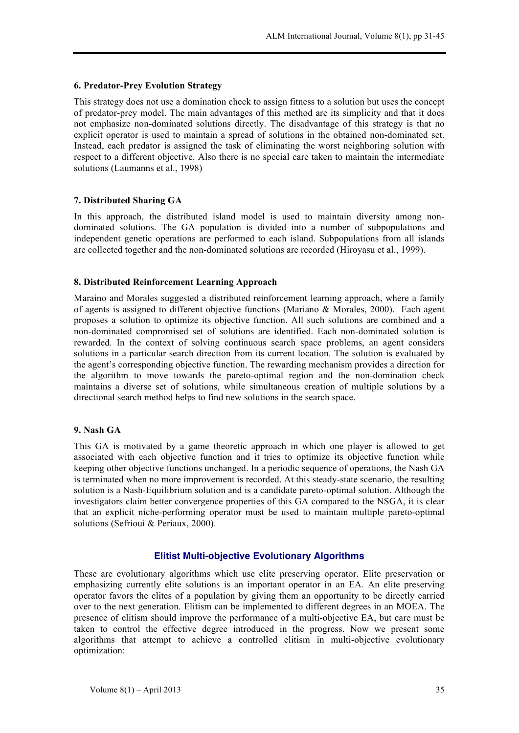#### 6. Predator-Prey Evolution Strategy

This strategy does not use a domination check to assign fitness to a solution but uses the concept of predator-prey model. The main advantages of this method are its simplicity and that it does not emphasize non-dominated solutions directly. The disadvantage of this strategy is that no explicit operator is used to maintain a spread of solutions in the obtained non-dominated set. Instead, each predator is assigned the task of eliminating the worst neighboring solution with respect to a different objective. Also there is no special care taken to maintain the intermediate solutions (Laumanns et al., 1998)

#### 7. Distributed Sharing GA

In this approach, the distributed island model is used to maintain diversity among non-dominated solutions. The GA population is divided into a number of subpopulations and independent genetic operations are performed to each island. Subpopulations from all islands are collected together and the non-dominated solutions are recorded (Hiroyasu et al., 1999).

#### 8. Distributed Reinforcement Learning Approach

Maraino and Morales suggested a distributed reinforcement learning approach, where a family of agents is assigned to different objective functions (Mariano & Morales, 2000). Each agent proposes a solution to optimize its objective function. All such solutions are combined and a non-dominated compromised set of solutions are identified. Each non-dominated solution is rewarded. In the context of solving continuous search space problems, an agent considers solutions in a particular search direction from its current location. The solution is evaluated by the agent's corresponding objective function. The rewarding mechanism provides a direction for the algorithm to move towards the pareto-optimal region and the non-domination check maintains a diverse set of solutions, while simultaneous creation of multiple solutions by a directional search method helps to find new solutions in the search space.

#### 9. Nash GA

This GA is motivated by a game theoretic approach in which one player is allowed to get associated with each objective function and it tries to optimize its objective function while keeping other objective functions unchanged. In a periodic sequence of operations, the Nash GA is terminated when no more improvement is recorded. At this steady-state scenario, the resulting solution is a Nash-Equilibrium solution and is a candidate pareto-optimal solution. Although the investigators claim better convergence properties of this GA compared to the NSGA, it is clear that an explicit niche-performing operator must be used to maintain multiple pareto-optimal solutions (Sefrioui & Periaux, 2000).

## Elitist Multi-objective Evolutionary Algorithms

These are evolutionary algorithms which use elite preserving operator. Elite preservation or emphasizing currently elite solutions is an important operator in an EA. An elite preserving operator favors the elites of a population by giving them an opportunity to be directly carried over to the next generation. Elitism can be implemented to different degrees in an MOEA. The presence of elitism should improve the performance of a multi-objective EA, but care must be taken to control the effective degree introduced in the progress. Now we present some algorithms that attempt to achieve a controlled elitism in multi-objective evolutionary optimization: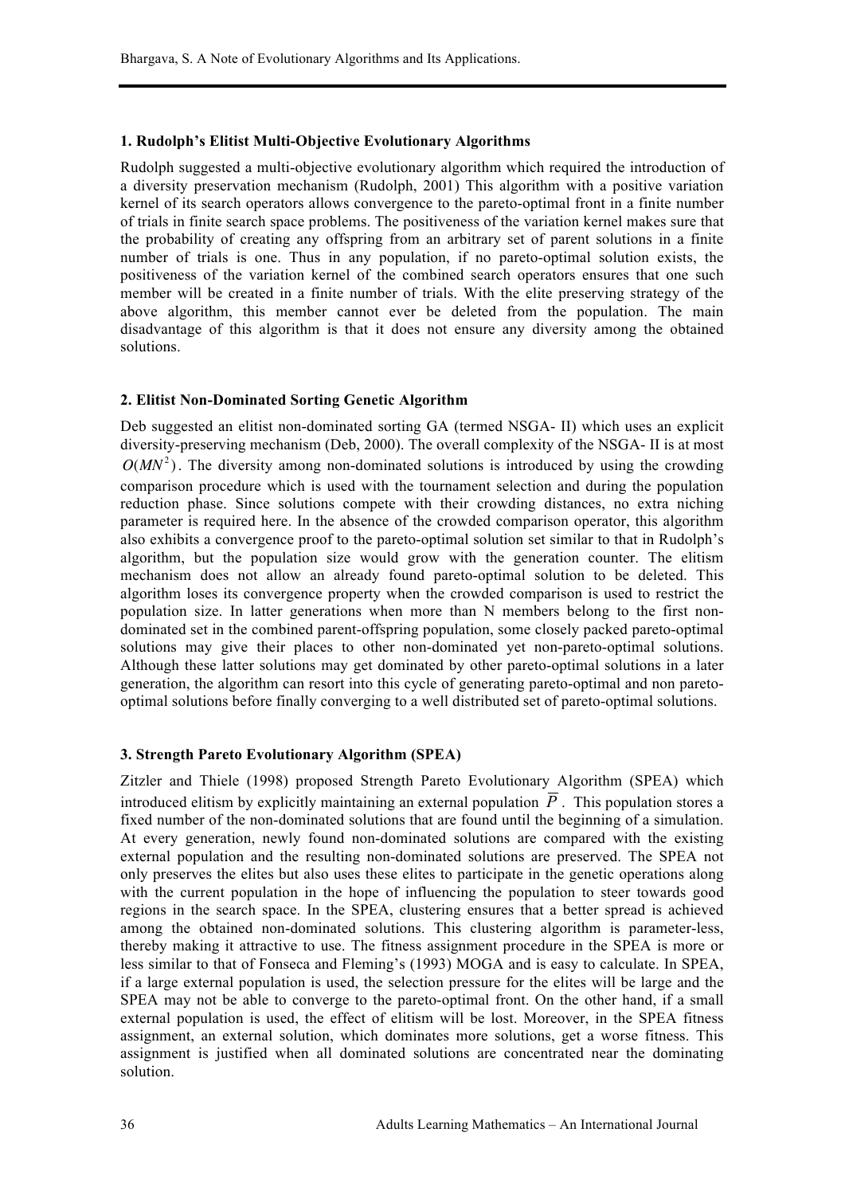### 1. Rudolph's Elitist Multi-Objective Evolutionary Algorithms

Rudolph suggested a multi-objective evolutionary algorithm which required the introduction of a diversity preservation mechanism (Rudolph, 2001) This algorithm with a positive variation kernel of its search operators allows convergence to the pareto-optimal front in a finite number of trials in finite search space problems. The positiveness of the variation kernel makes sure that the probability of creating any offspring from an arbitrary set of parent solutions in a finite number of trials is one. Thus in any population, if no pareto-optimal solution exists, the positiveness of the variation kernel of the combined search operators ensures that one such member will be created in a finite number of trials. With the elite preserving strategy of the above algorithm, this member cannot ever be deleted from the population. The main disadvantage of this algorithm is that it does not ensure any diversity among the obtained solutions.

### 2. Elitist Non-Dominated Sorting Genetic Algorithm

Deb suggested an elitist non-dominated sorting GA (termed NSGA- II) which uses an explicit diversity-preserving mechanism (Deb, 2000). The overall complexity of the NSGA- II is at most $O(MN^2)$. The diversity among non-dominated solutions is introduced by using the crowding comparison procedure which is used with the tournament selection and during the population reduction phase. Since solutions compete with their crowding distances, no extra niching parameter is required here. In the absence of the crowded comparison operator, this algorithm also exhibits a convergence proof to the pareto-optimal solution set similar to that in Rudolph's algorithm, but the population size would grow with the generation counter. The elitism mechanism does not allow an already found pareto-optimal solution to be deleted. This algorithm loses its convergence property when the crowded comparison is used to restrict the population size. In latter generations when more than N members belong to the first non-dominated set in the combined parent-offspring population, some closely packed pareto-optimal solutions may give their places to other non-dominated yet non-pareto-optimal solutions. Although these latter solutions may get dominated by other pareto-optimal solutions in a later generation, the algorithm can resort into this cycle of generating pareto-optimal and non pareto-optimal solutions before finally converging to a well distributed set of pareto-optimal solutions.

### 3. Strength Pareto Evolutionary Algorithm (SPEA)

Zitzler and Thiele (1998) proposed Strength Pareto Evolutionary Algorithm (SPEA) which introduced elitism by explicitly maintaining an external population $\overline{P}$. This population stores a fixed number of the non-dominated solutions that are found until the beginning of a simulation. At every generation, newly found non-dominated solutions are compared with the existing external population and the resulting non-dominated solutions are preserved. The SPEA not only preserves the elites but also uses these elites to participate in the genetic operations along with the current population in the hope of influencing the population to steer towards good regions in the search space. In the SPEA, clustering ensures that a better spread is achieved among the obtained non-dominated solutions. This clustering algorithm is parameter-less, thereby making it attractive to use. The fitness assignment procedure in the SPEA is more or less similar to that of Fonseca and Fleming's (1993) MOGA and is easy to calculate. In SPEA, if a large external population is used, the selection pressure for the elites will be large and the SPEA may not be able to converge to the pareto-optimal front. On the other hand, if a small external population is used, the effect of elitism will be lost. Moreover, in the SPEA fitness assignment, an external solution, which dominates more solutions, get a worse fitness. This assignment is justified when all dominated solutions are concentrated near the dominating solution.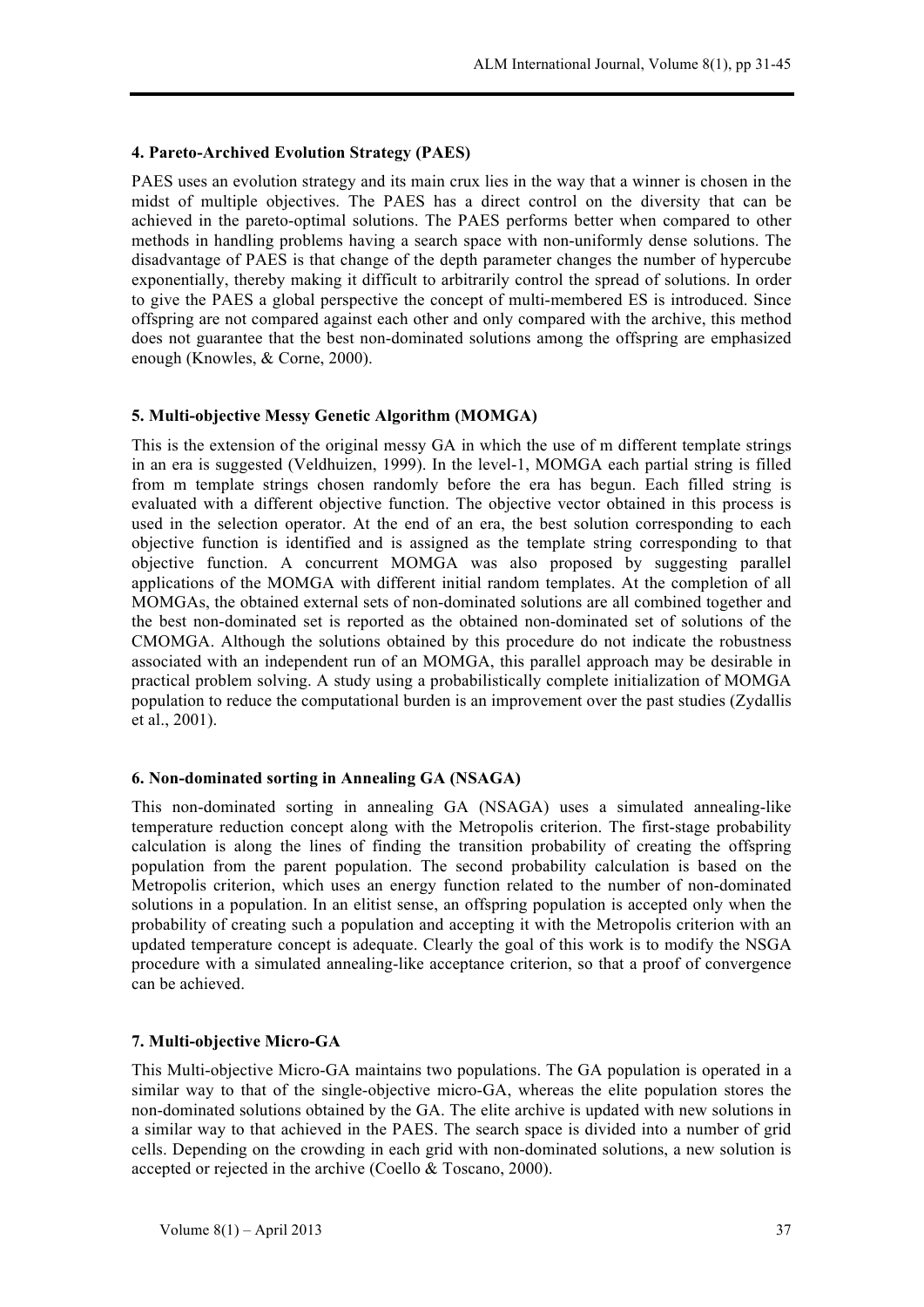### 4. Pareto-Archived Evolution Strategy (PAES)

PAES uses an evolution strategy and its main crux lies in the way that a winner is chosen in the midst of multiple objectives. The PAES has a direct control on the diversity that can be achieved in the pareto-optimal solutions. The PAES performs better when compared to other methods in handling problems having a search space with non-uniformly dense solutions. The disadvantage of PAES is that change of the depth parameter changes the number of hypercube exponentially, thereby making it difficult to arbitrarily control the spread of solutions. In order to give the PAES a global perspective the concept of multi-membered ES is introduced. Since offspring are not compared against each other and only compared with the archive, this method does not guarantee that the best non-dominated solutions among the offspring are emphasized enough (Knowles, & Corne, 2000).

### 5. Multi-objective Messy Genetic Algorithm (MOMGA)

This is the extension of the original messy GA in which the use of m different template strings in an era is suggested (Veldhuizen, 1999). In the level-1, MOMGA each partial string is filled from m template strings chosen randomly before the era has begun. Each filled string is evaluated with a different objective function. The objective vector obtained in this process is used in the selection operator. At the end of an era, the best solution corresponding to each objective function is identified and is assigned as the template string corresponding to that objective function. A concurrent MOMGA was also proposed by suggesting parallel applications of the MOMGA with different initial random templates. At the completion of all MOMGAs, the obtained external sets of non-dominated solutions are all combined together and the best non-dominated set is reported as the obtained non-dominated set of solutions of the CMOMGA. Although the solutions obtained by this procedure do not indicate the robustness associated with an independent run of an MOMGA, this parallel approach may be desirable in practical problem solving. A study using a probabilistically complete initialization of MOMGA population to reduce the computational burden is an improvement over the past studies (Zydallis et al., 2001).

### 6. Non-dominated sorting in Annealing GA (NSAGA)

This non-dominated sorting in annealing GA (NSAGA) uses a simulated annealing-like temperature reduction concept along with the Metropolis criterion. The first-stage probability calculation is along the lines of finding the transition probability of creating the offspring population from the parent population. The second probability calculation is based on the Metropolis criterion, which uses an energy function related to the number of non-dominated solutions in a population. In an elitist sense, an offspring population is accepted only when the probability of creating such a population and accepting it with the Metropolis criterion with an updated temperature concept is adequate. Clearly the goal of this work is to modify the NSGA procedure with a simulated annealing-like acceptance criterion, so that a proof of convergence can be achieved.

### 7. Multi-objective Micro-GA

This Multi-objective Micro-GA maintains two populations. The GA population is operated in a similar way to that of the single-objective micro-GA, whereas the elite population stores the non-dominated solutions obtained by the GA. The elite archive is updated with new solutions in a similar way to that achieved in the PAES. The search space is divided into a number of grid cells. Depending on the crowding in each grid with non-dominated solutions, a new solution is accepted or rejected in the archive (Coello & Toscano, 2000).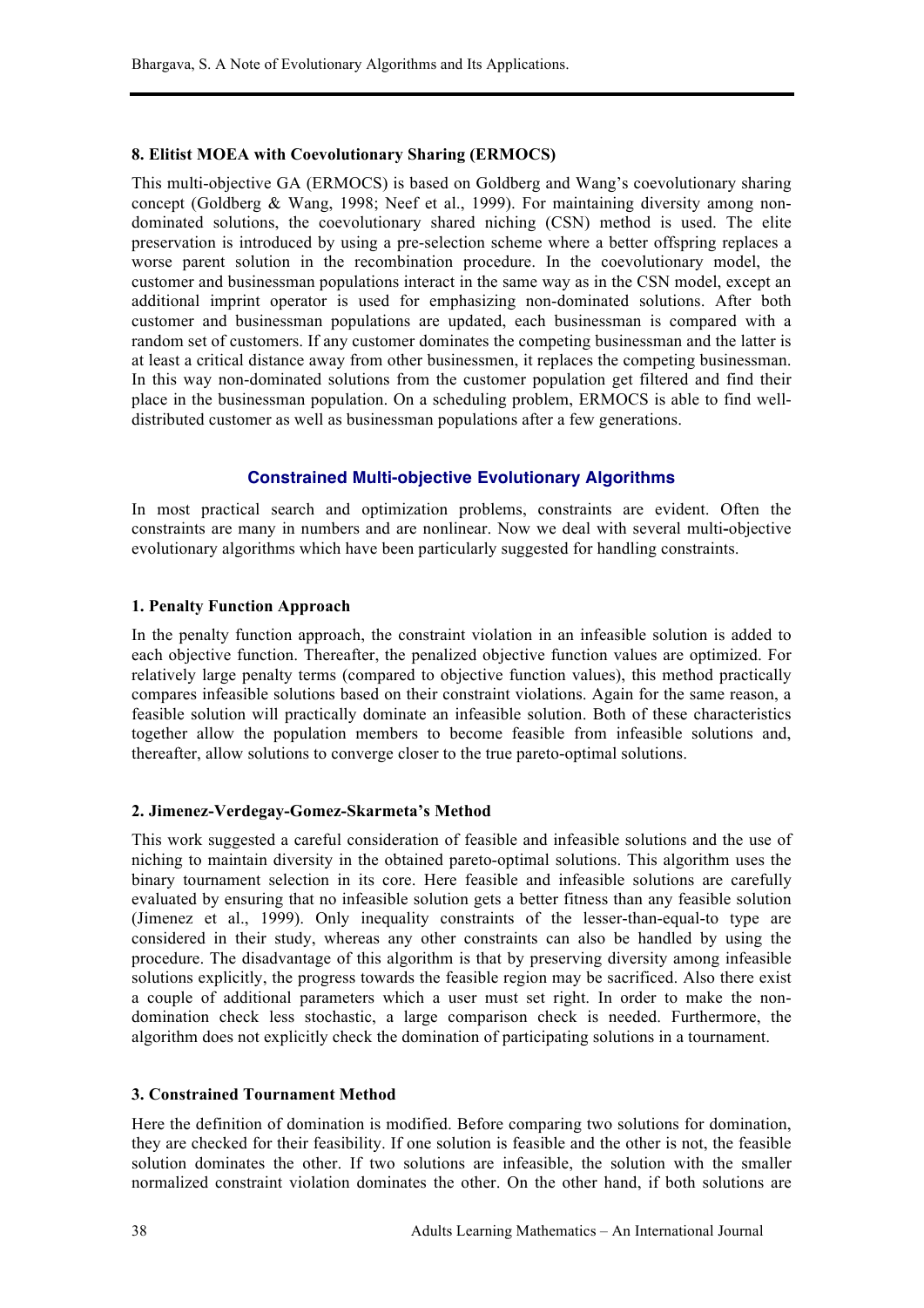**8. Elitist MOEA with Coevolutionary Sharing (ERMOCS)**

This multi-objective GA (ERMOCS) is based on Goldberg and Wang's coevolutionary sharing concept (Goldberg & Wang, 1998; Neef et al., 1999). For maintaining diversity among non-dominated solutions, the coevolutionary shared niching (CSN) method is used. The elite preservation is introduced by using a pre-selection scheme where a better offspring replaces a worse parent solution in the recombination procedure. In the coevolutionary model, the customer and businessman populations interact in the same way as in the CSN model, except an additional imprint operator is used for emphasizing non-dominated solutions. After both customer and businessman populations are updated, each businessman is compared with a random set of customers. If any customer dominates the competing businessman and the latter is at least a critical distance away from other businessmen, it replaces the competing businessman. In this way non-dominated solutions from the customer population get filtered and find their place in the businessman population. On a scheduling problem, ERMOCS is able to find well-distributed customer as well as businessman populations after a few generations.

## Constrained Multi-objective Evolutionary Algorithms

In most practical search and optimization problems, constraints are evident. Often the constraints are many in numbers and are nonlinear. Now we deal with several multi-objective evolutionary algorithms which have been particularly suggested for handling constraints.

**1. Penalty Function Approach**

In the penalty function approach, the constraint violation in an infeasible solution is added to each objective function. Thereafter, the penalized objective function values are optimized. For relatively large penalty terms (compared to objective function values), this method practically compares infeasible solutions based on their constraint violations. Again for the same reason, a feasible solution will practically dominate an infeasible solution. Both of these characteristics together allow the population members to become feasible from infeasible solutions and, thereafter, allow solutions to converge closer to the true pareto-optimal solutions.

**2. Jimenez-Verdegay-Gomez-Skarmeta's Method**

This work suggested a careful consideration of feasible and infeasible solutions and the use of niching to maintain diversity in the obtained pareto-optimal solutions. This algorithm uses the binary tournament selection in its core. Here feasible and infeasible solutions are carefully evaluated by ensuring that no infeasible solution gets a better fitness than any feasible solution (Jimenez et al., 1999). Only inequality constraints of the lesser-than-equal-to type are considered in their study, whereas any other constraints can also be handled by using the procedure. The disadvantage of this algorithm is that by preserving diversity among infeasible solutions explicitly, the progress towards the feasible region may be sacrificed. Also there exist a couple of additional parameters which a user must set right. In order to make the non-domination check less stochastic, a large comparison check is needed. Furthermore, the algorithm does not explicitly check the domination of participating solutions in a tournament.

**3. Constrained Tournament Method**

Here the definition of domination is modified. Before comparing two solutions for domination, they are checked for their feasibility. If one solution is feasible and the other is not, the feasible solution dominates the other. If two solutions are infeasible, the solution with the smaller normalized constraint violation dominates the other. On the other hand, if both solutions are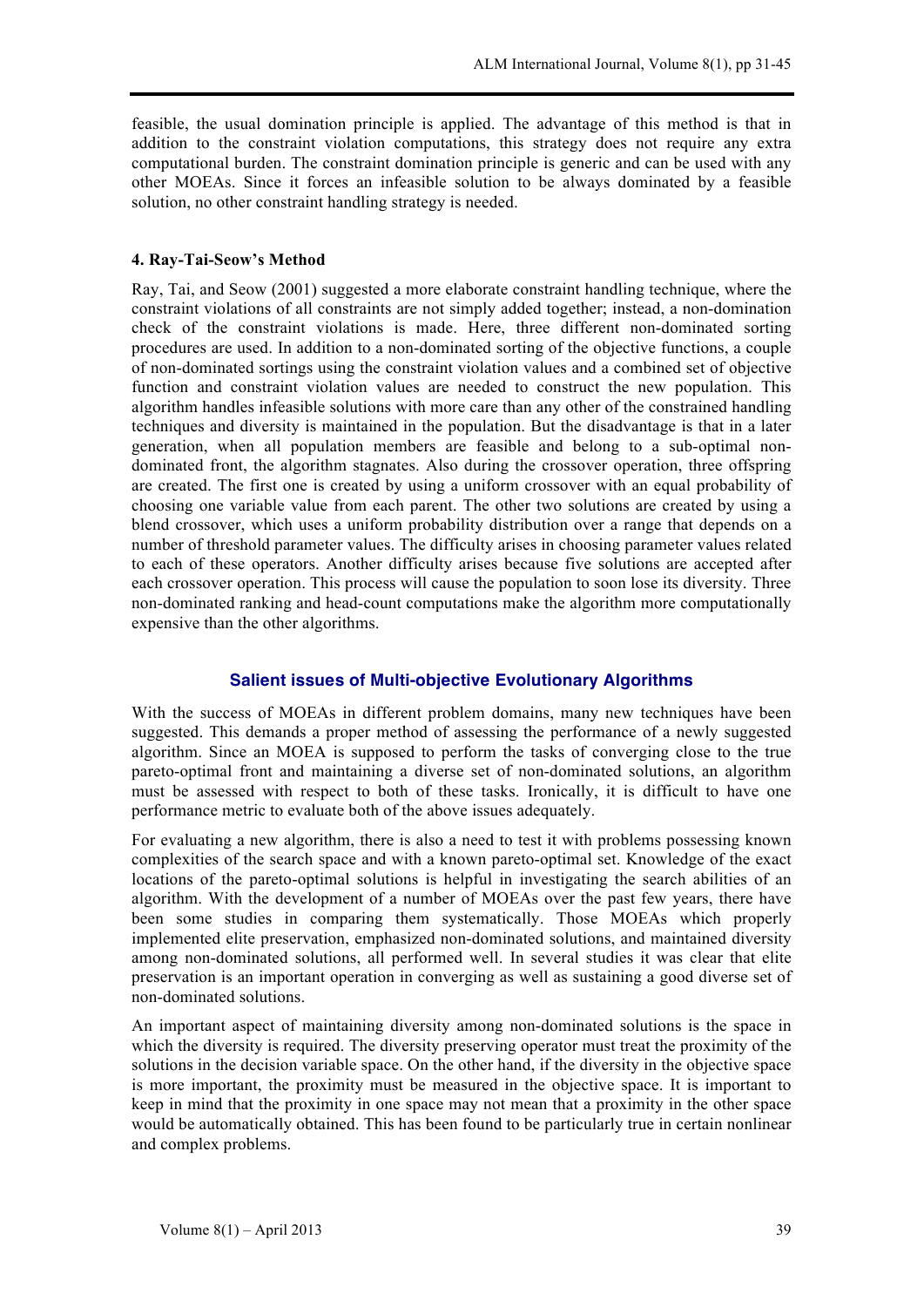feasible, the usual domination principle is applied. The advantage of this method is that in addition to the constraint violation computations, this strategy does not require any extra computational burden. The constraint domination principle is generic and can be used with any other MOEAs. Since it forces an infeasible solution to be always dominated by a feasible solution, no other constraint handling strategy is needed.

### 4. Ray-Tai-Seow's Method

Ray, Tai, and Seow (2001) suggested a more elaborate constraint handling technique, where the constraint violations of all constraints are not simply added together; instead, a non-domination check of the constraint violations is made. Here, three different non-dominated sorting procedures are used. In addition to a non-dominated sorting of the objective functions, a couple of non-dominated sortings using the constraint violation values and a combined set of objective function and constraint violation values are needed to construct the new population. This algorithm handles infeasible solutions with more care than any other of the constrained handling techniques and diversity is maintained in the population. But the disadvantage is that in a later generation, when all population members are feasible and belong to a sub-optimal non-dominated front, the algorithm stagnates. Also during the crossover operation, three offspring are created. The first one is created by using a uniform crossover with an equal probability of choosing one variable value from each parent. The other two solutions are created by using a blend crossover, which uses a uniform probability distribution over a range that depends on a number of threshold parameter values. The difficulty arises in choosing parameter values related to each of these operators. Another difficulty arises because five solutions are accepted after each crossover operation. This process will cause the population to soon lose its diversity. Three non-dominated ranking and head-count computations make the algorithm more computationally expensive than the other algorithms.

## Salient issues of Multi-objective Evolutionary Algorithms

With the success of MOEAs in different problem domains, many new techniques have been suggested. This demands a proper method of assessing the performance of a newly suggested algorithm. Since an MOEA is supposed to perform the tasks of converging close to the true pareto-optimal front and maintaining a diverse set of non-dominated solutions, an algorithm must be assessed with respect to both of these tasks. Ironically, it is difficult to have one performance metric to evaluate both of the above issues adequately.

For evaluating a new algorithm, there is also a need to test it with problems possessing known complexities of the search space and with a known pareto-optimal set. Knowledge of the exact locations of the pareto-optimal solutions is helpful in investigating the search abilities of an algorithm. With the development of a number of MOEAs over the past few years, there have been some studies in comparing them systematically. Those MOEAs which properly implemented elite preservation, emphasized non-dominated solutions, and maintained diversity among non-dominated solutions, all performed well. In several studies it was clear that elite preservation is an important operation in converging as well as sustaining a good diverse set of non-dominated solutions.

An important aspect of maintaining diversity among non-dominated solutions is the space in which the diversity is required. The diversity preserving operator must treat the proximity of the solutions in the decision variable space. On the other hand, if the diversity in the objective space is more important, the proximity must be measured in the objective space. It is important to keep in mind that the proximity in one space may not mean that a proximity in the other space would be automatically obtained. This has been found to be particularly true in certain nonlinear and complex problems.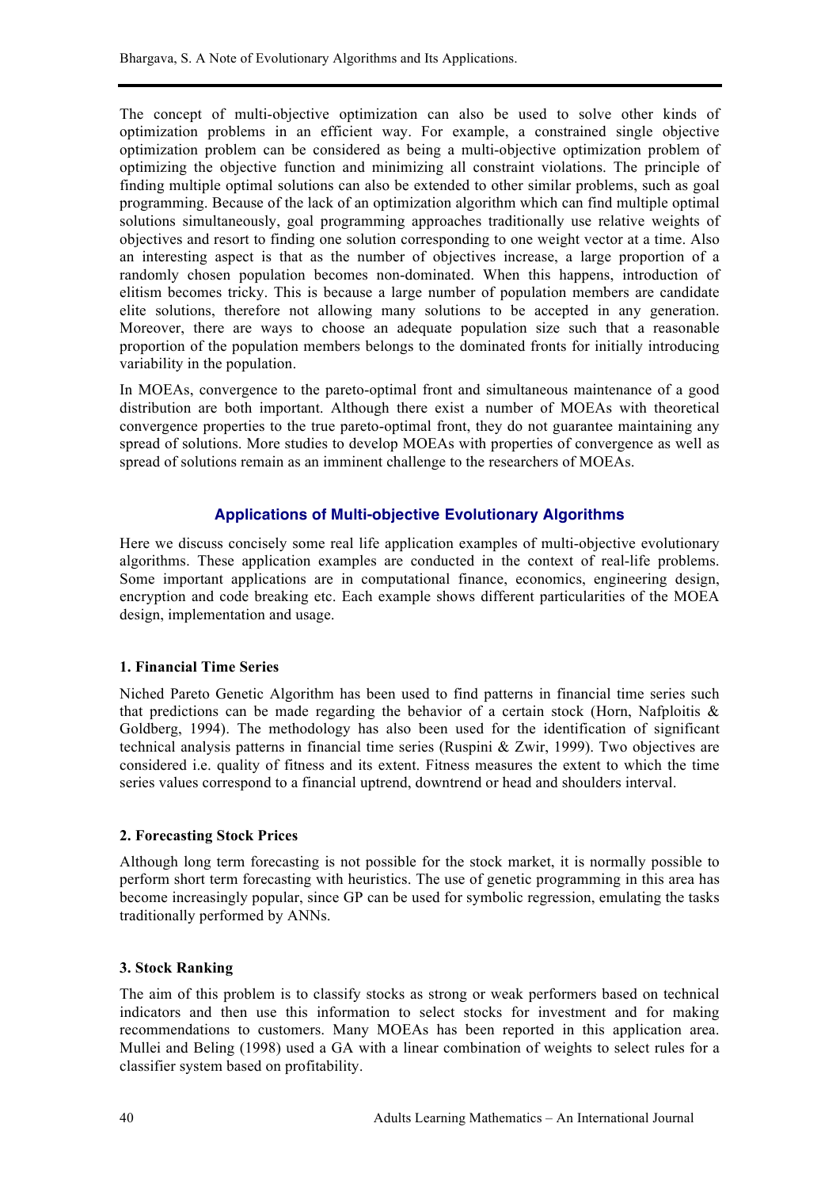The concept of multi-objective optimization can also be used to solve other kinds of optimization problems in an efficient way. For example, a constrained single objective optimization problem can be considered as being a multi-objective optimization problem of optimizing the objective function and minimizing all constraint violations. The principle of finding multiple optimal solutions can also be extended to other similar problems, such as goal programming. Because of the lack of an optimization algorithm which can find multiple optimal solutions simultaneously, goal programming approaches traditionally use relative weights of objectives and resort to finding one solution corresponding to one weight vector at a time. Also an interesting aspect is that as the number of objectives increase, a large proportion of a randomly chosen population becomes non-dominated. When this happens, introduction of elitism becomes tricky. This is because a large number of population members are candidate elite solutions, therefore not allowing many solutions to be accepted in any generation. Moreover, there are ways to choose an adequate population size such that a reasonable proportion of the population members belongs to the dominated fronts for initially introducing variability in the population.

In MOEAs, convergence to the pareto-optimal front and simultaneous maintenance of a good distribution are both important. Although there exist a number of MOEAs with theoretical convergence properties to the true pareto-optimal front, they do not guarantee maintaining any spread of solutions. More studies to develop MOEAs with properties of convergence as well as spread of solutions remain as an imminent challenge to the researchers of MOEAs.

## Applications of Multi-objective Evolutionary Algorithms

Here we discuss concisely some real life application examples of multi-objective evolutionary algorithms. These application examples are conducted in the context of real-life problems. Some important applications are in computational finance, economics, engineering design, encryption and code breaking etc. Each example shows different particularities of the MOEA design, implementation and usage.

### 1. Financial Time Series

Niched Pareto Genetic Algorithm has been used to find patterns in financial time series such that predictions can be made regarding the behavior of a certain stock (Horn, Nafploitis & Goldberg, 1994). The methodology has also been used for the identification of significant technical analysis patterns in financial time series (Ruspini & Zwir, 1999). Two objectives are considered i.e. quality of fitness and its extent. Fitness measures the extent to which the time series values correspond to a financial uptrend, downtrend or head and shoulders interval.

### 2. Forecasting Stock Prices

Although long term forecasting is not possible for the stock market, it is normally possible to perform short term forecasting with heuristics. The use of genetic programming in this area has become increasingly popular, since GP can be used for symbolic regression, emulating the tasks traditionally performed by ANNs.

### 3. Stock Ranking

The aim of this problem is to classify stocks as strong or weak performers based on technical indicators and then use this information to select stocks for investment and for making recommendations to customers. Many MOEAs has been reported in this application area. Mullei and Beling (1998) used a GA with a linear combination of weights to select rules for a classifier system based on profitability.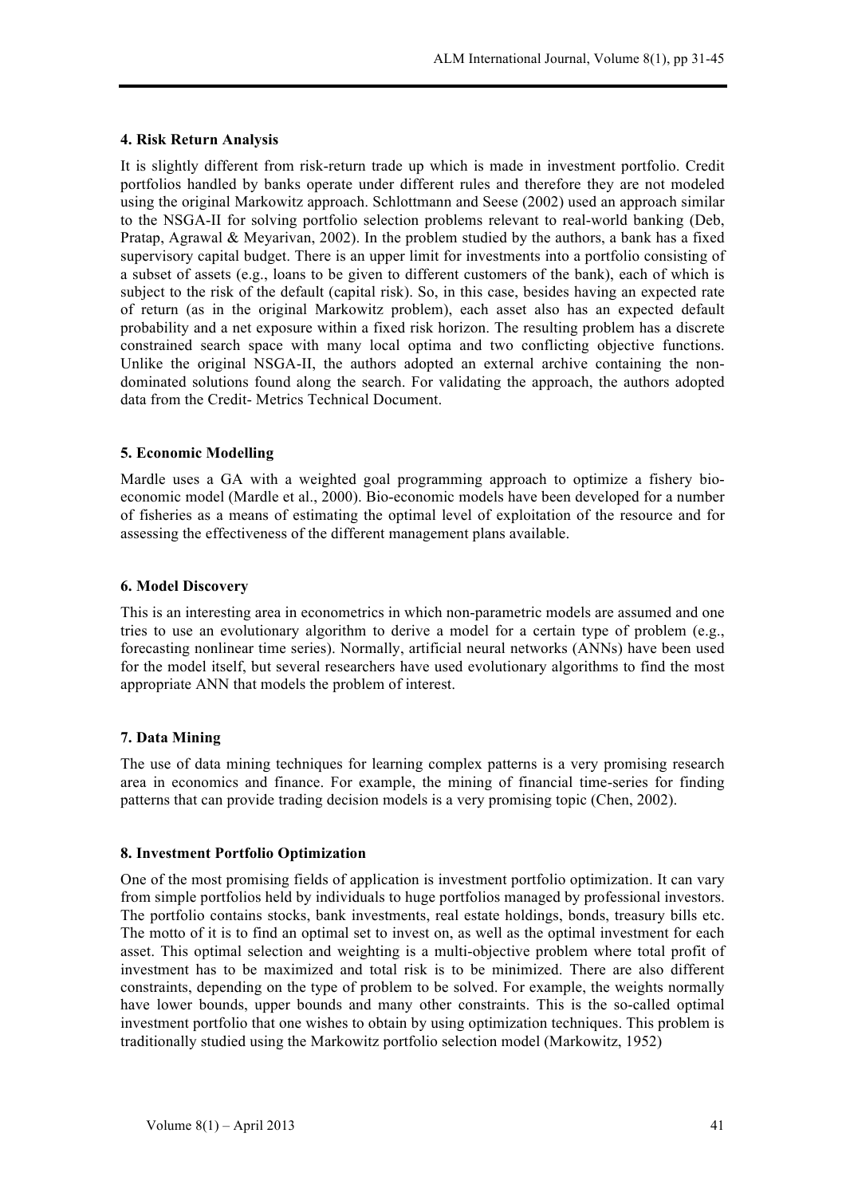### 4. Risk Return Analysis

It is slightly different from risk-return trade up which is made in investment portfolio. Credit portfolios handled by banks operate under different rules and therefore they are not modeled using the original Markowitz approach. Schlottmann and Seese (2002) used an approach similar to the NSGA-II for solving portfolio selection problems relevant to real-world banking (Deb, Pratap, Agrawal & Meyarivan, 2002). In the problem studied by the authors, a bank has a fixed supervisory capital budget. There is an upper limit for investments into a portfolio consisting of a subset of assets (e.g., loans to be given to different customers of the bank), each of which is subject to the risk of the default (capital risk). So, in this case, besides having an expected rate of return (as in the original Markowitz problem), each asset also has an expected default probability and a net exposure within a fixed risk horizon. The resulting problem has a discrete constrained search space with many local optima and two conflicting objective functions. Unlike the original NSGA-II, the authors adopted an external archive containing the non-dominated solutions found along the search. For validating the approach, the authors adopted data from the Credit- Metrics Technical Document.

### 5. Economic Modelling

Mardle uses a GA with a weighted goal programming approach to optimize a fishery bio-economic model (Mardle et al., 2000). Bio-economic models have been developed for a number of fisheries as a means of estimating the optimal level of exploitation of the resource and for assessing the effectiveness of the different management plans available.

### 6. Model Discovery

This is an interesting area in econometrics in which non-parametric models are assumed and one tries to use an evolutionary algorithm to derive a model for a certain type of problem (e.g., forecasting nonlinear time series). Normally, artificial neural networks (ANNs) have been used for the model itself, but several researchers have used evolutionary algorithms to find the most appropriate ANN that models the problem of interest.

### 7. Data Mining

The use of data mining techniques for learning complex patterns is a very promising research area in economics and finance. For example, the mining of financial time-series for finding patterns that can provide trading decision models is a very promising topic (Chen, 2002).

### 8. Investment Portfolio Optimization

One of the most promising fields of application is investment portfolio optimization. It can vary from simple portfolios held by individuals to huge portfolios managed by professional investors. The portfolio contains stocks, bank investments, real estate holdings, bonds, treasury bills etc. The motto of it is to find an optimal set to invest on, as well as the optimal investment for each asset. This optimal selection and weighting is a multi-objective problem where total profit of investment has to be maximized and total risk is to be minimized. There are also different constraints, depending on the type of problem to be solved. For example, the weights normally have lower bounds, upper bounds and many other constraints. This is the so-called optimal investment portfolio that one wishes to obtain by using optimization techniques. This problem is traditionally studied using the Markowitz portfolio selection model (Markowitz, 1952)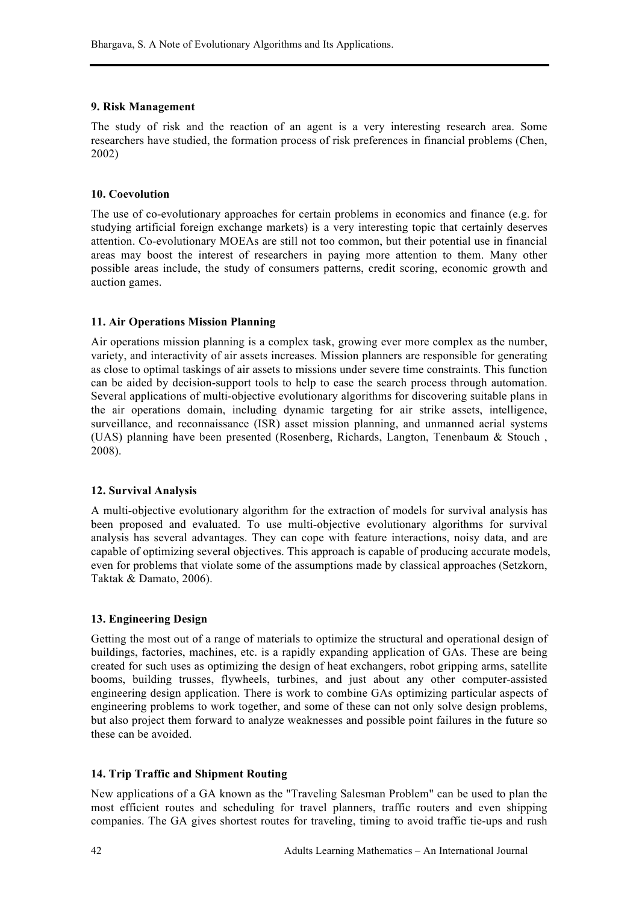### 9. Risk Management

The study of risk and the reaction of an agent is a very interesting research area. Some researchers have studied, the formation process of risk preferences in financial problems (Chen, 2002)

### 10. Coevolution

The use of co-evolutionary approaches for certain problems in economics and finance (e.g. for studying artificial foreign exchange markets) is a very interesting topic that certainly deserves attention. Co-evolutionary MOEAs are still not too common, but their potential use in financial areas may boost the interest of researchers in paying more attention to them. Many other possible areas include, the study of consumers patterns, credit scoring, economic growth and auction games.

### 11. Air Operations Mission Planning

Air operations mission planning is a complex task, growing ever more complex as the number, variety, and interactivity of air assets increases. Mission planners are responsible for generating as close to optimal taskings of air assets to missions under severe time constraints. This function can be aided by decision-support tools to help to ease the search process through automation. Several applications of multi-objective evolutionary algorithms for discovering suitable plans in the air operations domain, including dynamic targeting for air strike assets, intelligence, surveillance, and reconnaissance (ISR) asset mission planning, and unmanned aerial systems (UAS) planning have been presented (Rosenberg, Richards, Langton, Tenenbaum & Stouch , 2008).

### 12. Survival Analysis

A multi-objective evolutionary algorithm for the extraction of models for survival analysis has been proposed and evaluated. To use multi-objective evolutionary algorithms for survival analysis has several advantages. They can cope with feature interactions, noisy data, and are capable of optimizing several objectives. This approach is capable of producing accurate models, even for problems that violate some of the assumptions made by classical approaches (Setzkorn, Taktak & Damato, 2006).

### 13. Engineering Design

Getting the most out of a range of materials to optimize the structural and operational design of buildings, factories, machines, etc. is a rapidly expanding application of GAs. These are being created for such uses as optimizing the design of heat exchangers, robot gripping arms, satellite booms, building trusses, flywheels, turbines, and just about any other computer-assisted engineering design application. There is work to combine GAs optimizing particular aspects of engineering problems to work together, and some of these can not only solve design problems, but also project them forward to analyze weaknesses and possible point failures in the future so these can be avoided.

### 14. Trip Traffic and Shipment Routing

New applications of a GA known as the "Traveling Salesman Problem" can be used to plan the most efficient routes and scheduling for travel planners, traffic routers and even shipping companies. The GA gives shortest routes for traveling, timing to avoid traffic tie-ups and rush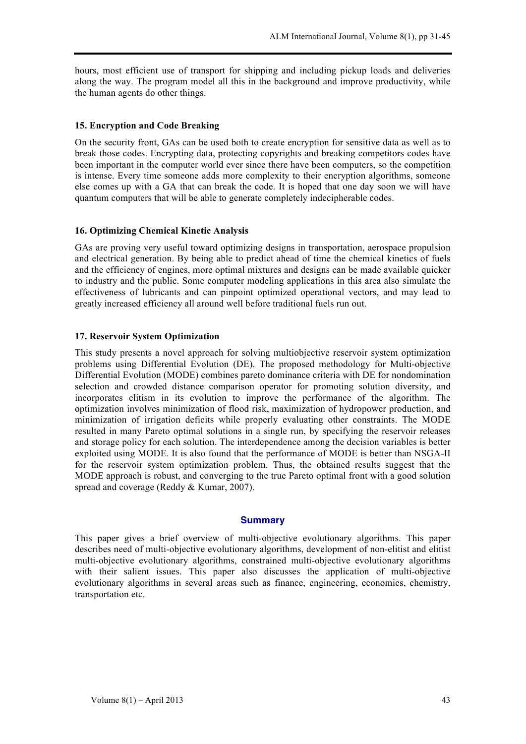hours, most efficient use of transport for shipping and including pickup loads and deliveries along the way. The program model all this in the background and improve productivity, while the human agents do other things.

### 15. Encryption and Code Breaking

On the security front, GAs can be used both to create encryption for sensitive data as well as to break those codes. Encrypting data, protecting copyrights and breaking competitors codes have been important in the computer world ever since there have been computers, so the competition is intense. Every time someone adds more complexity to their encryption algorithms, someone else comes up with a GA that can break the code. It is hoped that one day soon we will have quantum computers that will be able to generate completely indecipherable codes.

### 16. Optimizing Chemical Kinetic Analysis

GAs are proving very useful toward optimizing designs in transportation, aerospace propulsion and electrical generation. By being able to predict ahead of time the chemical kinetics of fuels and the efficiency of engines, more optimal mixtures and designs can be made available quicker to industry and the public. Some computer modeling applications in this area also simulate the effectiveness of lubricants and can pinpoint optimized operational vectors, and may lead to greatly increased efficiency all around well before traditional fuels run out.

### 17. Reservoir System Optimization

This study presents a novel approach for solving multiobjective reservoir system optimization problems using Differential Evolution (DE). The proposed methodology for Multi-objective Differential Evolution (MODE) combines pareto dominance criteria with DE for nondomination selection and crowded distance comparison operator for promoting solution diversity, and incorporates elitism in its evolution to improve the performance of the algorithm. The optimization involves minimization of flood risk, maximization of hydropower production, and minimization of irrigation deficits while properly evaluating other constraints. The MODE resulted in many Pareto optimal solutions in a single run, by specifying the reservoir releases and storage policy for each solution. The interdependence among the decision variables is better exploited using MODE. It is also found that the performance of MODE is better than NSGA-II for the reservoir system optimization problem. Thus, the obtained results suggest that the MODE approach is robust, and converging to the true Pareto optimal front with a good solution spread and coverage (Reddy & Kumar, 2007).

## Summary

This paper gives a brief overview of multi-objective evolutionary algorithms. This paper describes need of multi-objective evolutionary algorithms, development of non-elitist and elitist multi-objective evolutionary algorithms, constrained multi-objective evolutionary algorithms with their salient issues. This paper also discusses the application of multi-objective evolutionary algorithms in several areas such as finance, engineering, economics, chemistry, transportation etc.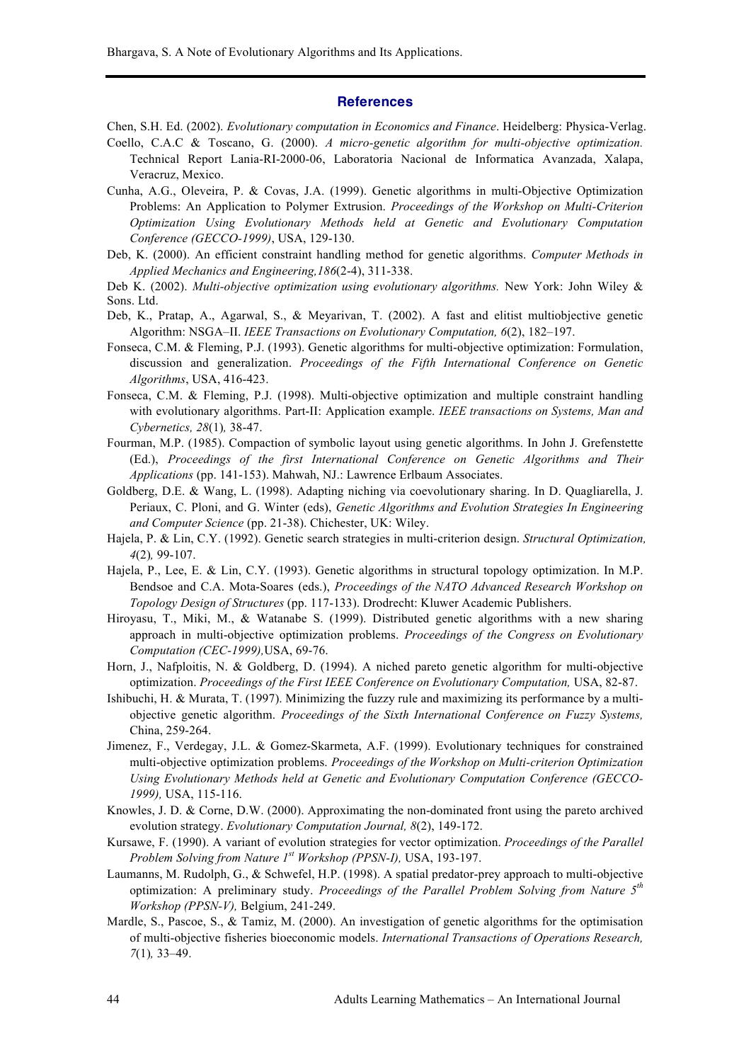## References

Chen, S.H. Ed. (2002). *Evolutionary computation in Economics and Finance*. Heidelberg: Physica-Verlag.

Coello, C.A.C & Toscano, G. (2000). *A micro-genetic algorithm for multi-objective optimization.* Technical Report Lania-RI-2000-06, Laboratoria Nacional de Informatica Avanzada, Xalapa, Veracruz, Mexico.

Cunha, A.G., Oleveira, P. & Covas, J.A. (1999). Genetic algorithms in multi-Objective Optimization Problems: An Application to Polymer Extrusion. *Proceedings of the Workshop on Multi-Criterion Optimization Using Evolutionary Methods held at Genetic and Evolutionary Computation Conference (GECCO-1999)*, USA, 129-130.

Deb, K. (2000). An efficient constraint handling method for genetic algorithms. *Computer Methods in Applied Mechanics and Engineering,186*(2-4), 311-338.

Deb K. (2002). *Multi-objective optimization using evolutionary algorithms.* New York: John Wiley & Sons. Ltd.

Deb, K., Pratap, A., Agarwal, S., & Meyarivan, T. (2002). A fast and elitist multiobjective genetic Algorithm: NSGA–II. *IEEE Transactions on Evolutionary Computation, 6*(2), 182–197.

Fonseca, C.M. & Fleming, P.J. (1993). Genetic algorithms for multi-objective optimization: Formulation, discussion and generalization. *Proceedings of the Fifth International Conference on Genetic Algorithms*, USA, 416-423.

Fonseca, C.M. & Fleming, P.J. (1998). Multi-objective optimization and multiple constraint handling with evolutionary algorithms. Part-II: Application example. *IEEE transactions on Systems, Man and Cybernetics, 28*(1)*,* 38-47.

Fourman, M.P. (1985). Compaction of symbolic layout using genetic algorithms. In John J. Grefenstette (Ed.), *Proceedings of the first International Conference on Genetic Algorithms and Their Applications* (pp. 141-153). Mahwah, NJ.: Lawrence Erlbaum Associates.

Goldberg, D.E. & Wang, L. (1998). Adapting niching via coevolutionary sharing. In D. Quagliarella, J. Periaux, C. Ploni, and G. Winter (eds), *Genetic Algorithms and Evolution Strategies In Engineering and Computer Science* (pp. 21-38). Chichester, UK: Wiley.

Hajela, P. & Lin, C.Y. (1992). Genetic search strategies in multi-criterion design. *Structural Optimization, 4*(2)*,* 99-107.

Hajela, P., Lee, E. & Lin, C.Y. (1993). Genetic algorithms in structural topology optimization. In M.P. Bendsoe and C.A. Mota-Soares (eds.), *Proceedings of the NATO Advanced Research Workshop on Topology Design of Structures* (pp. 117-133). Drodrecht: Kluwer Academic Publishers.

Hiroyasu, T., Miki, M., & Watanabe S. (1999). Distributed genetic algorithms with a new sharing approach in multi-objective optimization problems. *Proceedings of the Congress on Evolutionary Computation (CEC-1999),*USA, 69-76.

Horn, J., Nafploitis, N. & Goldberg, D. (1994). A niched pareto genetic algorithm for multi-objective optimization. *Proceedings of the First IEEE Conference on Evolutionary Computation,* USA, 82-87.

Ishibuchi, H. & Murata, T. (1997). Minimizing the fuzzy rule and maximizing its performance by a multi-objective genetic algorithm. *Proceedings of the Sixth International Conference on Fuzzy Systems,* China, 259-264.

Jimenez, F., Verdegay, J.L. & Gomez-Skarmeta, A.F. (1999). Evolutionary techniques for constrained multi-objective optimization problems. *Proceedings of the Workshop on Multi-criterion Optimization Using Evolutionary Methods held at Genetic and Evolutionary Computation Conference (GECCO-1999),* USA, 115-116.

Knowles, J. D. & Corne, D.W. (2000). Approximating the non-dominated front using the pareto archived evolution strategy. *Evolutionary Computation Journal, 8*(2), 149-172.

Kursawe, F. (1990). A variant of evolution strategies for vector optimization. *Proceedings of the Parallel Problem Solving from Nature 1st Workshop (PPSN-I),* USA, 193-197.

Laumanns, M. Rudolph, G., & Schwefel, H.P. (1998). A spatial predator-prey approach to multi-objective optimization: A preliminary study. *Proceedings of the Parallel Problem Solving from Nature 5th Workshop (PPSN-V),* Belgium, 241-249.

Mardle, S., Pascoe, S., & Tamiz, M. (2000). An investigation of genetic algorithms for the optimisation of multi-objective fisheries bioeconomic models. *International Transactions of Operations Research, 7*(1)*,* 33–49.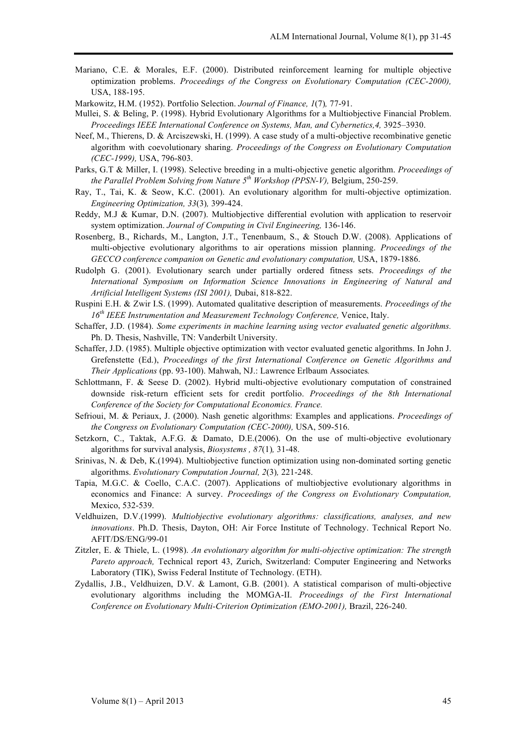Mariano, C.E. & Morales, E.F. (2000). Distributed reinforcement learning for multiple objective optimization problems. *Proceedings of the Congress on Evolutionary Computation (CEC-2000),* USA, 188-195.

Markowitz, H.M. (1952). Portfolio Selection. *Journal of Finance, 1*(7)*,* 77-91.

Mullei, S. & Beling, P. (1998). Hybrid Evolutionary Algorithms for a Multiobjective Financial Problem. *Proceedings IEEE International Conference on Systems, Man, and Cybernetics,4,* 3925–3930.

Neef, M., Thierens, D. & Arciszewski, H. (1999). A case study of a multi-objective recombinative genetic algorithm with coevolutionary sharing. *Proceedings of the Congress on Evolutionary Computation (CEC-1999),* USA, 796-803.

Parks, G.T & Miller, I. (1998). Selective breeding in a multi-objective genetic algorithm. *Proceedings of the Parallel Problem Solving from Nature 5th Workshop (PPSN-V),* Belgium, 250-259.

Ray, T., Tai, K. & Seow, K.C. (2001). An evolutionary algorithm for multi-objective optimization. *Engineering Optimization, 33*(3)*,* 399-424.

Reddy, M.J & Kumar, D.N. (2007). Multiobjective differential evolution with application to reservoir system optimization. *Journal of Computing in Civil Engineering,* 136-146.

Rosenberg, B., Richards, M., Langton, J.T., Tenenbaum, S., & Stouch D.W. (2008). Applications of multi-objective evolutionary algorithms to air operations mission planning. *Proceedings of the GECCO conference companion on Genetic and evolutionary computation,* USA, 1879-1886.

Rudolph G. (2001). Evolutionary search under partially ordered fitness sets. *Proceedings of the International Symposium on Information Science Innovations in Engineering of Natural and Artificial Intelligent Systems (ISI 2001),* Dubai, 818-822.

Ruspini E.H. & Zwir I.S. (1999). Automated qualitative description of measurements. *Proceedings of the 16th IEEE Instrumentation and Measurement Technology Conference,* Venice, Italy.

Schaffer, J.D. (1984). *Some experiments in machine learning using vector evaluated genetic algorithms.* Ph. D. Thesis, Nashville, TN: Vanderbilt University.

Schaffer, J.D. (1985). Multiple objective optimization with vector evaluated genetic algorithms. In John J. Grefenstette (Ed.), *Proceedings of the first International Conference on Genetic Algorithms and Their Applications* (pp. 93-100). Mahwah, NJ.: Lawrence Erlbaum Associates*.*

Schlottmann, F. & Seese D. (2002). Hybrid multi-objective evolutionary computation of constrained downside risk-return efficient sets for credit portfolio. *Proceedings of the 8th International Conference of the Society for Computational Economics. France.*

Sefrioui, M. & Periaux, J. (2000). Nash genetic algorithms: Examples and applications. *Proceedings of the Congress on Evolutionary Computation (CEC-2000),* USA, 509-516.

Setzkorn, C., Taktak, A.F.G. & Damato, D.E.(2006). On the use of multi-objective evolutionary algorithms for survival analysis, *Biosystems , 87*(1)*,* 31-48.

Srinivas, N. & Deb, K.(1994). Multiobjective function optimization using non-dominated sorting genetic algorithms. *Evolutionary Computation Journal, 2*(3)*,* 221-248.

Tapia, M.G.C. & Coello, C.A.C. (2007). Applications of multiobjective evolutionary algorithms in economics and Finance: A survey. *Proceedings of the Congress on Evolutionary Computation,* Mexico, 532-539.

Veldhuizen, D.V.(1999). *Multiobjective evolutionary algorithms: classifications, analyses, and new innovations*. Ph.D. Thesis, Dayton, OH: Air Force Institute of Technology. Technical Report No. AFIT/DS/ENG/99-01

Zitzler, E. & Thiele, L. (1998). *An evolutionary algorithm for multi-objective optimization: The strength Pareto approach,* Technical report 43, Zurich, Switzerland: Computer Engineering and Networks Laboratory (TIK), Swiss Federal Institute of Technology. (ETH).

Zydallis, J.B., Veldhuizen, D.V. & Lamont, G.B. (2001). A statistical comparison of multi-objective evolutionary algorithms including the MOMGA-II. *Proceedings of the First International Conference on Evolutionary Multi-Criterion Optimization (EMO-2001),* Brazil, 226-240.